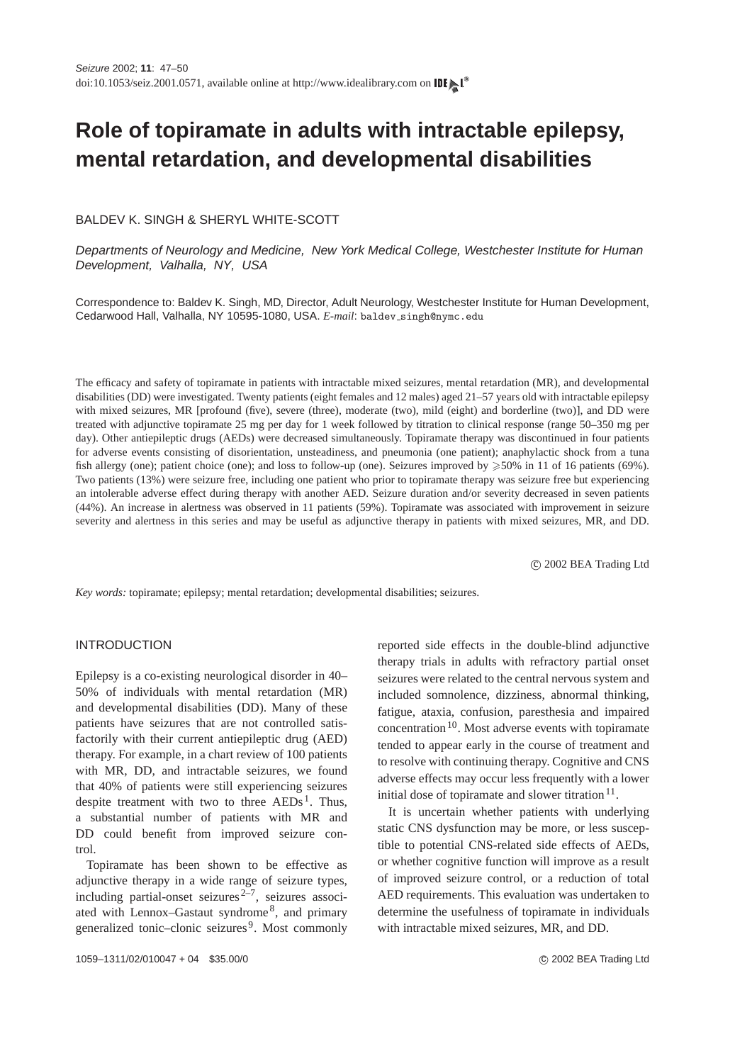# Role of topiramate in adults with intractable epilepsy, mental retardation, and developmental disabilities

BALDEV K. SINGH & SHERYL WHITE-SCOTT

*Departments of Neurology and Medicine, New York Medical College, Westchester Institute for Human Development, Valhalla, NY, USA*

Correspondence to: Baldev K. Singh, MD, Director, Adult Neurology, Westchester Institute for Human Development, Cedarwood Hall, Valhalla, NY 10595-1080, USA. *E-mail*: baldev_singh@nymc.edu

The efficacy and safety of topiramate in patients with intractable mixed seizures, mental retardation (MR), and developmental disabilities (DD) were investigated. Twenty patients (eight females and 12 males) aged 21–57 years old with intractable epilepsy with mixed seizures, MR [profound (five), severe (three), moderate (two), mild (eight) and borderline (two)], and DD were treated with adjunctive topiramate 25 mg per day for 1 week followed by titration to clinical response (range 50–350 mg per day). Other antiepileptic drugs (AEDs) were decreased simultaneously. Topiramate therapy was discontinued in four patients for adverse events consisting of disorientation, unsteadiness, and pneumonia (one patient); anaphylactic shock from a tuna fish allergy (one); patient choice (one); and loss to follow-up (one). Seizures improved by ⩾50% in 11 of 16 patients (69%). Two patients (13%) were seizure free, including one patient who prior to topiramate therapy was seizure free but experiencing an intolerable adverse effect during therapy with another AED. Seizure duration and/or severity decreased in seven patients (44%). An increase in alertness was observed in 11 patients (59%). Topiramate was associated with improvement in seizure severity and alertness in this series and may be useful as adjunctive therapy in patients with mixed seizures, MR, and DD.

© 2002 BEA Trading Ltd

*Key words:* topiramate; epilepsy; mental retardation; developmental disabilities; seizures.

## INTRODUCTION

Epilepsy is a co-existing neurological disorder in 40–50% of individuals with mental retardation (MR) and developmental disabilities (DD). Many of these patients have seizures that are not controlled satisfactorily with their current antiepileptic drug (AED) therapy. For example, in a chart review of 100 patients with MR, DD, and intractable seizures, we found that 40% of patients were still experiencing seizures despite treatment with two to three AEDs[1]. Thus, a substantial number of patients with MR and DD could benefit from improved seizure control.

Topiramate has been shown to be effective as adjunctive therapy in a wide range of seizure types, including partial-onset seizures[2–7], seizures associated with Lennox–Gastaut syndrome[8], and primary generalized tonic–clonic seizures[9]. Most commonly reported side effects in the double-blind adjunctive therapy trials in adults with refractory partial onset seizures were related to the central nervous system and included somnolence, dizziness, abnormal thinking, fatigue, ataxia, confusion, paresthesia and impaired concentration[10]. Most adverse events with topiramate tended to appear early in the course of treatment and to resolve with continuing therapy. Cognitive and CNS adverse effects may occur less frequently with a lower initial dose of topiramate and slower titration[11].

It is uncertain whether patients with underlying static CNS dysfunction may be more, or less susceptible to potential CNS-related side effects of AEDs, or whether cognitive function will improve as a result of improved seizure control, or a reduction of total AED requirements. This evaluation was undertaken to determine the usefulness of topiramate in individuals with intractable mixed seizures, MR, and DD.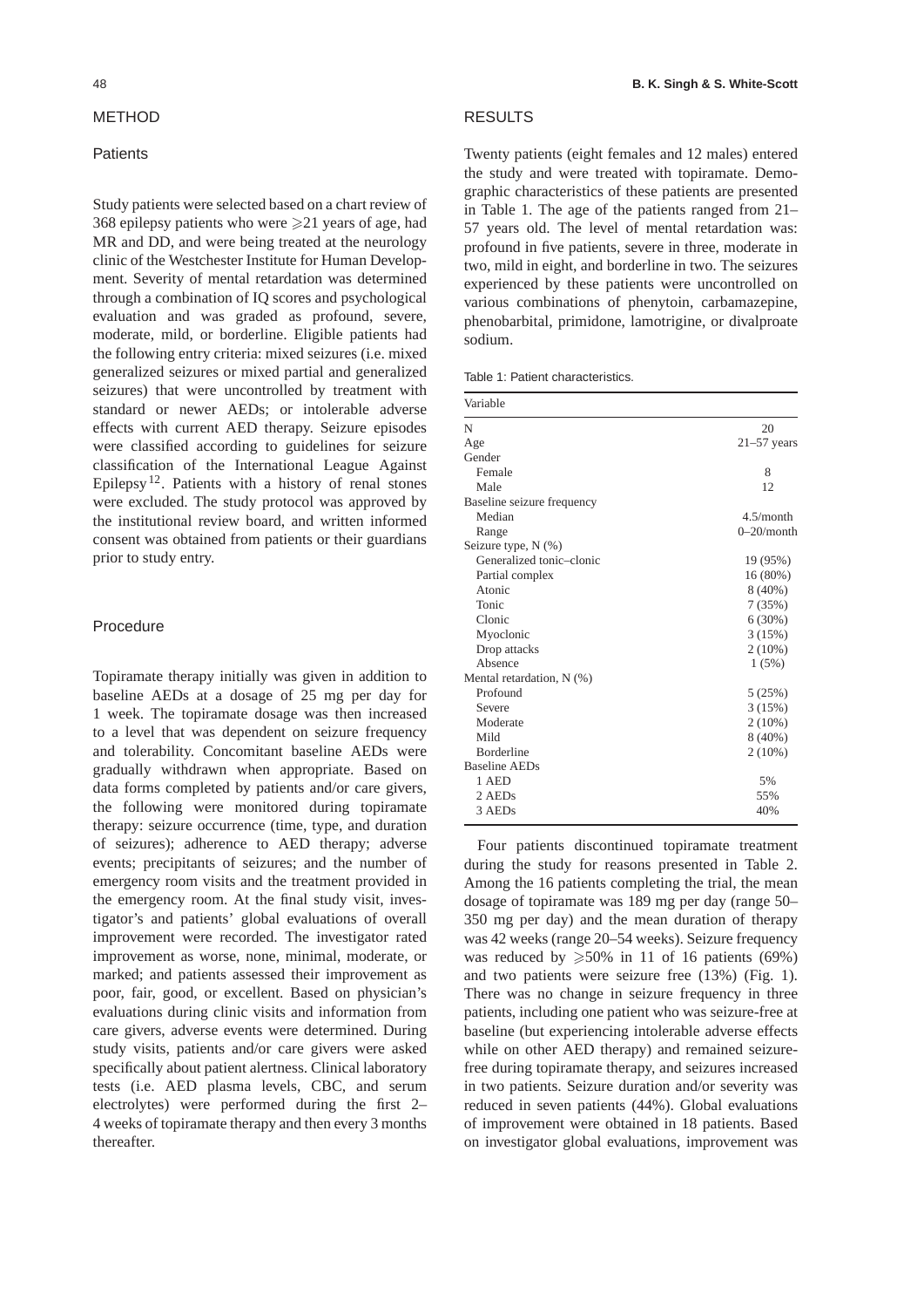## METHOD

### Patients

Study patients were selected based on a chart review of 368 epilepsy patients who were ⩾21 years of age, had MR and DD, and were being treated at the neurology clinic of the Westchester Institute for Human Development. Severity of mental retardation was determined through a combination of IQ scores and psychological evaluation and was graded as profound, severe, moderate, mild, or borderline. Eligible patients had the following entry criteria: mixed seizures (i.e. mixed generalized seizures or mixed partial and generalized seizures) that were uncontrolled by treatment with standard or newer AEDs; or intolerable adverse effects with current AED therapy. Seizure episodes were classified according to guidelines for seizure classification of the International League Against Epilepsy[12]. Patients with a history of renal stones were excluded. The study protocol was approved by the institutional review board, and written informed consent was obtained from patients or their guardians prior to study entry.

### Procedure

Topiramate therapy initially was given in addition to baseline AEDs at a dosage of 25 mg per day for 1 week. The topiramate dosage was then increased to a level that was dependent on seizure frequency and tolerability. Concomitant baseline AEDs were gradually withdrawn when appropriate. Based on data forms completed by patients and/or care givers, the following were monitored during topiramate therapy: seizure occurrence (time, type, and duration of seizures); adherence to AED therapy; adverse events; precipitants of seizures; and the number of emergency room visits and the treatment provided in the emergency room. At the final study visit, investigator's and patients' global evaluations of overall improvement were recorded. The investigator rated improvement as worse, none, minimal, moderate, or marked; and patients assessed their improvement as poor, fair, good, or excellent. Based on physician's evaluations during clinic visits and information from care givers, adverse events were determined. During study visits, patients and/or care givers were asked specifically about patient alertness. Clinical laboratory tests (i.e. AED plasma levels, CBC, and serum electrolytes) were performed during the first 2–4 weeks of topiramate therapy and then every 3 months thereafter.

## RESULTS

Twenty patients (eight females and 12 males) entered the study and were treated with topiramate. Demographic characteristics of these patients are presented in Table 1. The age of the patients ranged from 21–57 years old. The level of mental retardation was: profound in five patients, severe in three, moderate in two, mild in eight, and borderline in two. The seizures experienced by these patients were uncontrolled on various combinations of phenytoin, carbamazepine, phenobarbital, primidone, lamotrigine, or divalproate sodium.

Table 1: Patient characteristics.

| Variable | |
|---|---|
| N | 20 |
| Age | 21–57 years |
| Gender | |
| Female | 8 |
| Male | 12 |
| Baseline seizure frequency | |
| Median | 4.5/month |
| Range | 0–20/month |
| Seizure type, N (%) | |
| Generalized tonic–clonic | 19 (95%) |
| Partial complex | 16 (80%) |
| Atonic | 8 (40%) |
| Tonic | 7 (35%) |
| Clonic | 6 (30%) |
| Myoclonic | 3 (15%) |
| Drop attacks | 2 (10%) |
| Absence | 1 (5%) |
| Mental retardation, N (%) | |
| Profound | 5 (25%) |
| Severe | 3 (15%) |
| Moderate | 2 (10%) |
| Mild | 8 (40%) |
| Borderline | 2 (10%) |
| Baseline AEDs | |
| 1 AED | 5% |
| 2 AEDs | 55% |
| 3 AEDs | 40% |

Four patients discontinued topiramate treatment during the study for reasons presented in Table 2. Among the 16 patients completing the trial, the mean dosage of topiramate was 189 mg per day (range 50–350 mg per day) and the mean duration of therapy was 42 weeks (range 20–54 weeks). Seizure frequency was reduced by ⩾50% in 11 of 16 patients (69%) and two patients were seizure free (13%) (Fig. 1). There was no change in seizure frequency in three patients, including one patient who was seizure-free at baseline (but experiencing intolerable adverse effects while on other AED therapy) and remained seizure-free during topiramate therapy, and seizures increased in two patients. Seizure duration and/or severity was reduced in seven patients (44%). Global evaluations of improvement were obtained in 18 patients. Based on investigator global evaluations, improvement was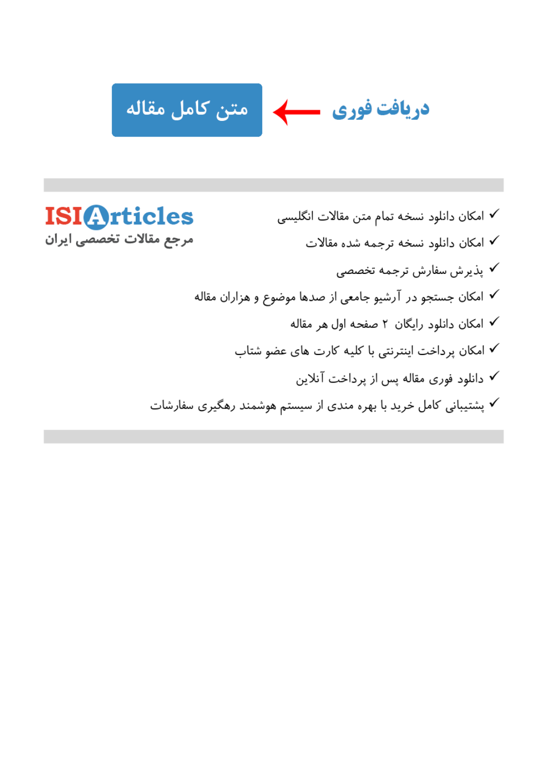دریافت فوری ← متن کامل مقاله

**ISIArticles**
مرجع مقالات تخصصی ایران

- ✓ امکان دانلود نسخه تمام متن مقالات انگلیسی
- ✓ امکان دانلود نسخه ترجمه شده مقالات
- ✓ پذیرش سفارش ترجمه تخصصی
- ✓ امکان جستجو در آرشیو جامعی از صدها موضوع و هزاران مقاله
- ✓ امکان دانلود رایگان ۲ صفحه اول هر مقاله
- ✓ امکان پرداخت اینترنتی با کلیه کارت های عضو شتاب
- ✓ دانلود فوری مقاله پس از پرداخت آنلاین
- ✓ پشتیبانی کامل خرید با بهره مندی از سیستم هوشمند رهگیری سفارشات